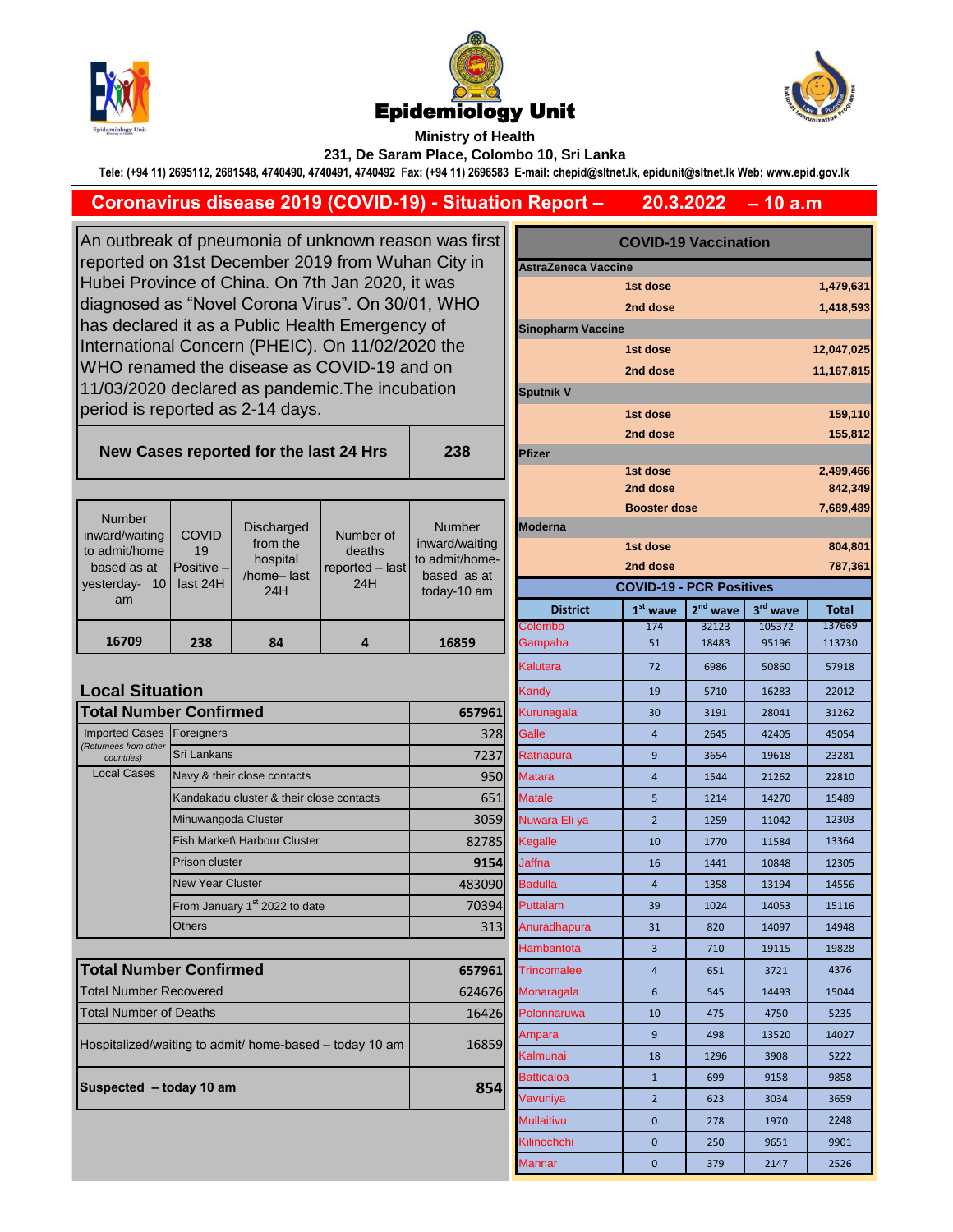# Epidemiology Unit

**Ministry of Health**

**231, De Saram Place, Colombo 10, Sri Lanka**

**Tele: (+94 11) 2695112, 2681548, 4740490, 4740491, 4740492 Fax: (+94 11) 2696583 E-mail: chepid@sltnet.lk, epidunit@sltnet.lk Web: www.epid.gov.lk**

## Coronavirus disease 2019 (COVID-19) - Situation Report – 20.3.2022 – 10 a.m

An outbreak of pneumonia of unknown reason was first reported on 31st December 2019 from Wuhan City in Hubei Province of China. On 7th Jan 2020, it was diagnosed as “Novel Corona Virus”. On 30/01, WHO has declared it as a Public Health Emergency of International Concern (PHEIC). On 11/02/2020 the WHO renamed the disease as COVID-19 and on 11/03/2020 declared as pandemic.The incubation period is reported as 2-14 days.

| **New Cases reported for the last 24 Hrs** | **238** |
|---|---|

| Number inward/waiting to admit/home based as at yesterday- 10 am | COVID 19 Positive – last 24H | Discharged from the hospital /home– last 24H | Number of deaths reported – last 24H | Number inward/waiting to admit/home-based as at today-10 am |
|---|---|---|---|---|
| **16709** | **238** | **84** | **4** | **16859** |

### Local Situation

| **Total Number Confirmed** | | **657961** |
|---|---|---|
| Imported Cases (Returnees from other countries) | Foreigners | 328 |
| | Sri Lankans | 7237 |
| Local Cases | Navy & their close contacts | 950 |
| | Kandakadu cluster & their close contacts | 651 |
| | Minuwangoda Cluster | 3059 |
| | Fish Market\ Harbour Cluster | 82785 |
| | Prison cluster | 9154 |
| | New Year Cluster | 483090 |
| | From January 1st 2022 to date | 70394 |
| | Others | 313 |

| **Total Number Confirmed** | **657961** |
|---|---|
| Total Number Recovered | 624676 |
| Total Number of Deaths | 16426 |
| Hospitalized/waiting to admit/ home-based – today 10 am | 16859 |
| **Suspected – today 10 am** | **854** |

### COVID-19 Vaccination

| Vaccine | Dose | Number |
|---|---|---|
| **AstraZeneca Vaccine** | | |
| | **1st dose** | **1,479,631** |
| | **2nd dose** | **1,418,593** |
| **Sinopharm Vaccine** | | |
| | **1st dose** | **12,047,025** |
| | **2nd dose** | **11,167,815** |
| **Sputnik V** | | |
| | **1st dose** | **159,110** |
| | **2nd dose** | **155,812** |
| **Pfizer** | | |
| | **1st dose** | **2,499,466** |
| | **2nd dose** | **842,349** |
| | **Booster dose** | **7,689,489** |
| **Moderna** | | |
| | **1st dose** | **804,801** |
| | **2nd dose** | **787,361** |

### COVID-19 - PCR Positives

| District | 1st wave | 2nd wave | 3rd wave | Total |
|---|---|---|---|---|
| Colombo | 174 | 32123 | 105372 | 137669 |
| Gampaha | 51 | 18483 | 95196 | 113730 |
| Kalutara | 72 | 6986 | 50860 | 57918 |
| Kandy | 19 | 5710 | 16283 | 22012 |
| Kurunagala | 30 | 3191 | 28041 | 31262 |
| Galle | 4 | 2645 | 42405 | 45054 |
| Ratnapura | 9 | 3654 | 19618 | 23281 |
| Matara | 4 | 1544 | 21262 | 22810 |
| Matale | 5 | 1214 | 14270 | 15489 |
| Nuwara Eli ya | 2 | 1259 | 11042 | 12303 |
| Kegalle | 10 | 1770 | 11584 | 13364 |
| Jaffna | 16 | 1441 | 10848 | 12305 |
| Badulla | 4 | 1358 | 13194 | 14556 |
| Puttalam | 39 | 1024 | 14053 | 15116 |
| Anuradhapura | 31 | 820 | 14097 | 14948 |
| Hambantota | 3 | 710 | 19115 | 19828 |
| Trincomalee | 4 | 651 | 3721 | 4376 |
| Monaragala | 6 | 545 | 14493 | 15044 |
| Polonnaruwa | 10 | 475 | 4750 | 5235 |
| Ampara | 9 | 498 | 13520 | 14027 |
| Kalmunai | 18 | 1296 | 3908 | 5222 |
| Batticaloa | 1 | 699 | 9158 | 9858 |
| Vavuniya | 2 | 623 | 3034 | 3659 |
| Mullaitivu | 0 | 278 | 1970 | 2248 |
| Kilinochchi | 0 | 250 | 9651 | 9901 |
| Mannar | 0 | 379 | 2147 | 2526 |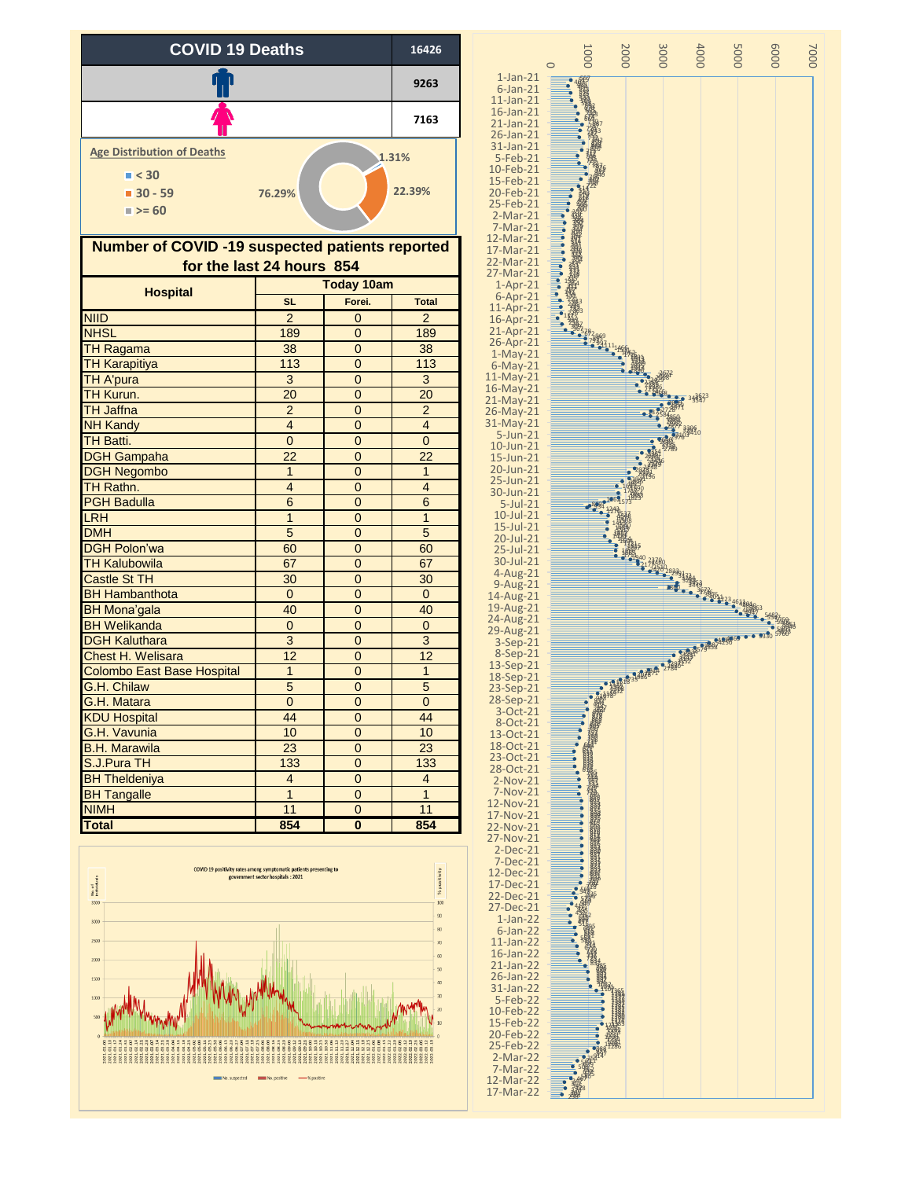## COVID 19 Deaths 16426

| | |
|---|---|
| Male | 9263 |
| Female | 7163 |

**Age Distribution of Deaths**

- < 30
- 30 - 59
- >= 60

1.31%
22.39%
76.29%

## Number of COVID -19 suspected patients reported for the last 24 hours 854

| Hospital | Today 10am | | |
|---|---|---|---|
| | SL | Forei. | Total |
| NIID | 2 | 0 | 2 |
| NHSL | 189 | 0 | 189 |
| TH Ragama | 38 | 0 | 38 |
| TH Karapitiya | 113 | 0 | 113 |
| TH A'pura | 3 | 0 | 3 |
| TH Kurun. | 20 | 0 | 20 |
| TH Jaffna | 2 | 0 | 2 |
| NH Kandy | 4 | 0 | 4 |
| TH Batti. | 0 | 0 | 0 |
| DGH Gampaha | 22 | 0 | 22 |
| DGH Negombo | 1 | 0 | 1 |
| TH Rathn. | 4 | 0 | 4 |
| PGH Badulla | 6 | 0 | 6 |
| LRH | 1 | 0 | 1 |
| DMH | 5 | 0 | 5 |
| DGH Polon'wa | 60 | 0 | 60 |
| TH Kalubowila | 67 | 0 | 67 |
| Castle St TH | 30 | 0 | 30 |
| BH Hambanthota | 0 | 0 | 0 |
| BH Mona'gala | 40 | 0 | 40 |
| BH Welikanda | 0 | 0 | 0 |
| DGH Kaluthara | 3 | 0 | 3 |
| Chest H. Welisara | 12 | 0 | 12 |
| Colombo East Base Hospital | 1 | 0 | 1 |
| G.H. Chilaw | 5 | 0 | 5 |
| G.H. Matara | 0 | 0 | 0 |
| KDU Hospital | 44 | 0 | 44 |
| G.H. Vavunia | 10 | 0 | 10 |
| B.H. Marawila | 23 | 0 | 23 |
| S.J.Pura TH | 133 | 0 | 133 |
| BH Theldeniya | 4 | 0 | 4 |
| BH Tangalle | 1 | 0 | 1 |
| NIMH | 11 | 0 | 11 |
| **Total** | **854** | **0** | **854** |

COVID 19 positivity rates among symptomatic patients presenting to government sector hospitals : 2021

No. suspected
No. positive
% positive